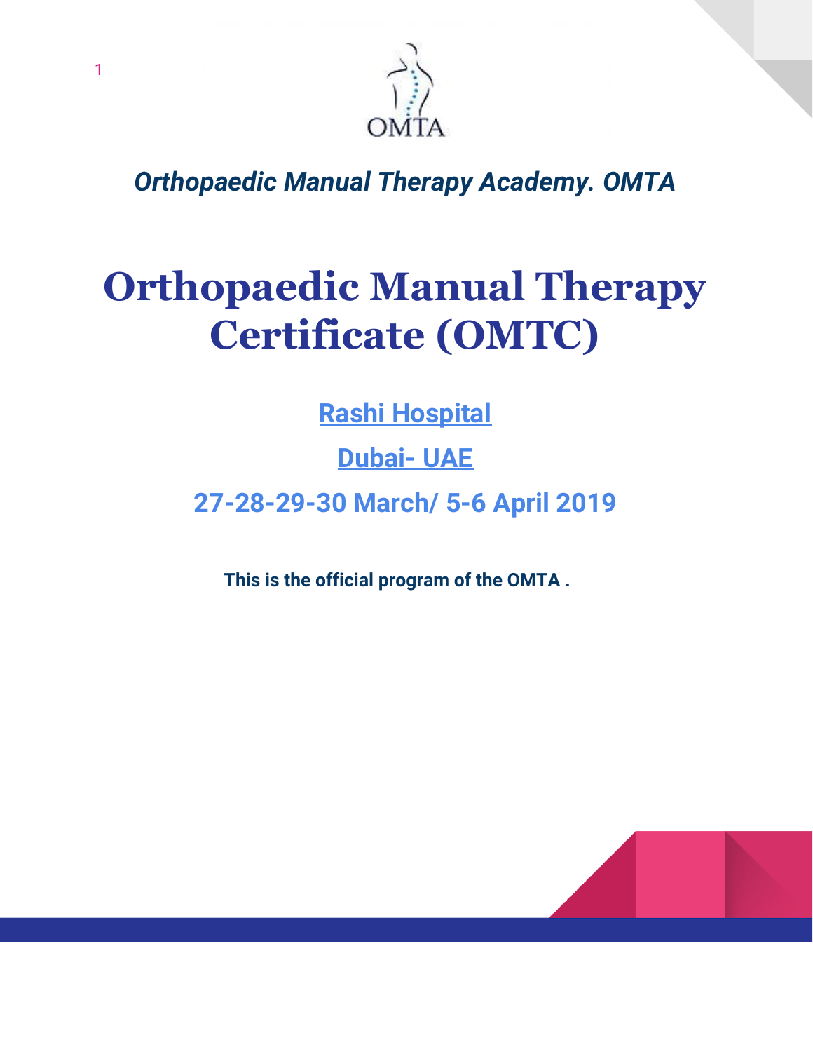*Orthopaedic Manual Therapy Academy. OMTA*

# Orthopaedic Manual Therapy Certificate (OMTC)

**Rashi Hospital**

**Dubai- UAE**

**27-28-29-30 March/ 5-6 April 2019**

**This is the official program of the OMTA .**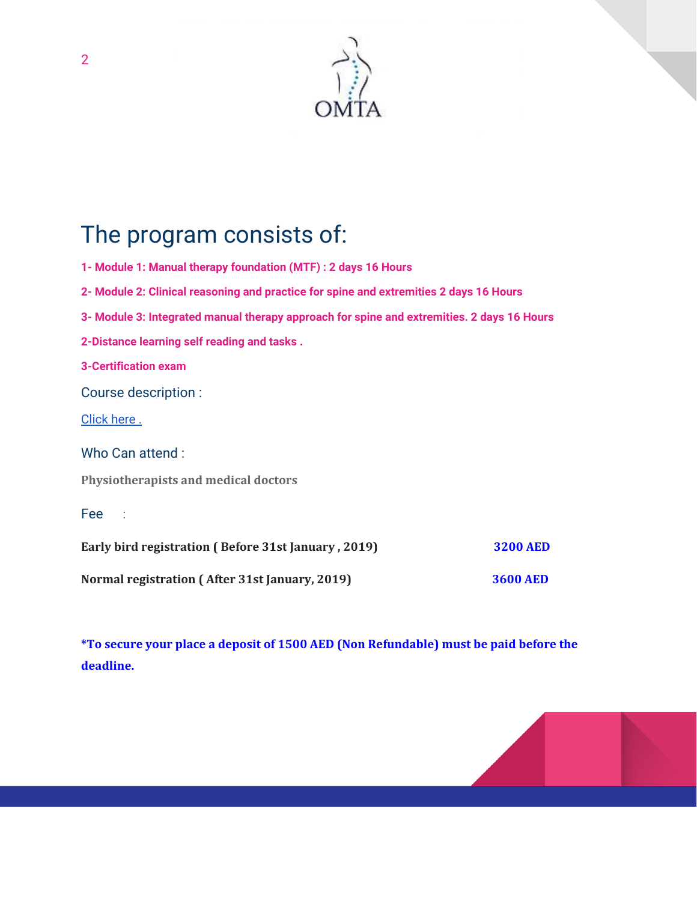# The program consists of:

**1- Module 1: Manual therapy foundation (MTF) : 2 days 16 Hours**

**2- Module 2: Clinical reasoning and practice for spine and extremities 2 days 16 Hours**

**3- Module 3: Integrated manual therapy approach for spine and extremities. 2 days 16 Hours**

**2-Distance learning self reading and tasks .**

**3-Certification exam**

## Course description :

[Click here .]()

## Who Can attend :

**Physiotherapists and medical doctors**

## Fee :

| | |
|---|---|
| **Early bird registration ( Before 31st January , 2019)** | **3200 AED** |
| **Normal registration ( After 31st January, 2019)** | **3600 AED** |

***To secure your place a deposit of 1500 AED (Non Refundable) must be paid before the deadline.**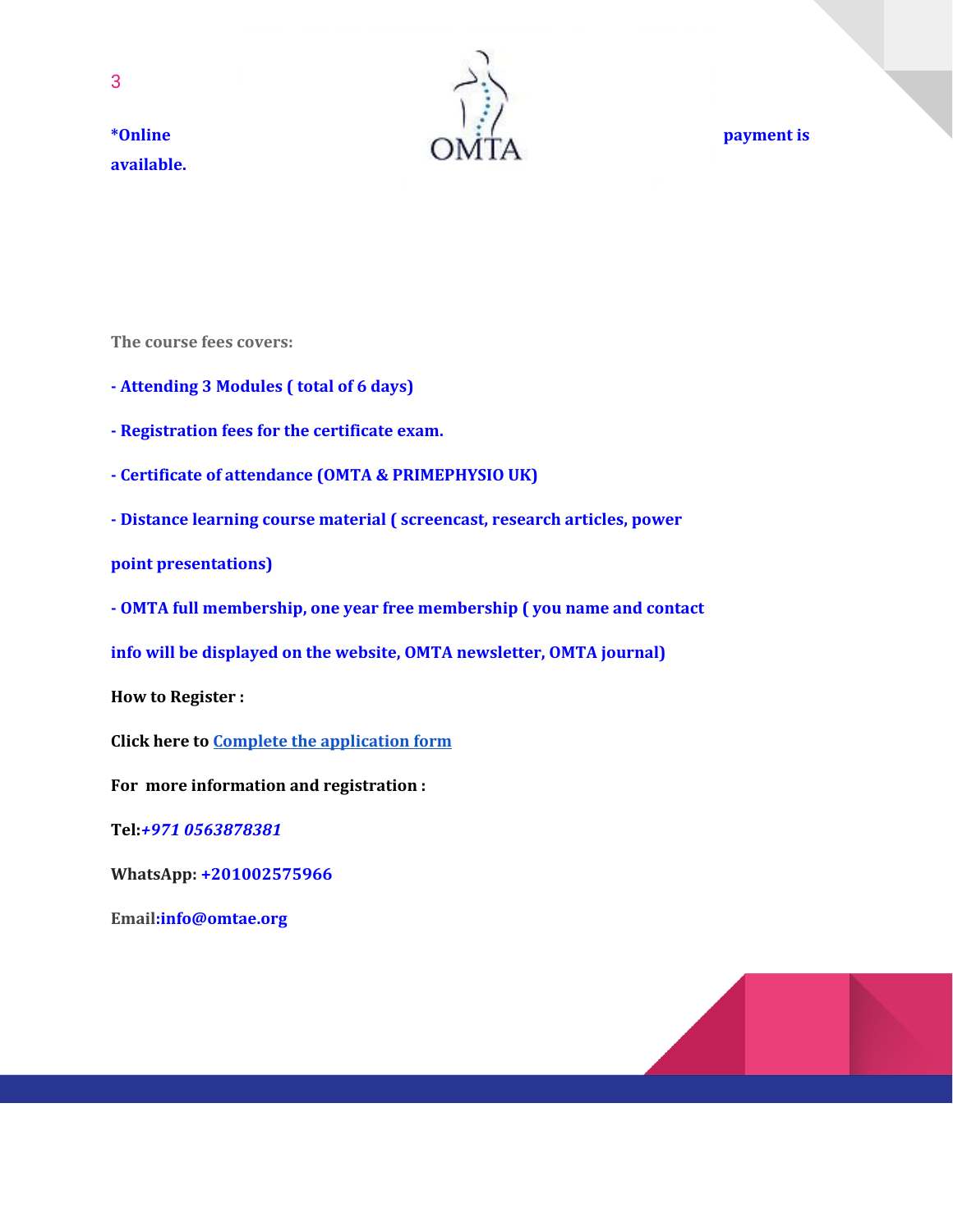**\*Online payment is available.**

**The course fees covers:**

**- Attending 3 Modules ( total of 6 days)**

**- Registration fees for the certificate exam.**

**- Certificate of attendance (OMTA & PRIMEPHYSIO UK)**

**- Distance learning course material ( screencast, research articles, power point presentations)**

**- OMTA full membership, one year free membership ( you name and contact info will be displayed on the website, OMTA newsletter, OMTA journal)**

**How to Register :**

**Click here to [Complete the application form]**

**For more information and registration :**

**Tel:*+971 0563878381***

**WhatsApp: +201002575966**

**Email:info@omtae.org**